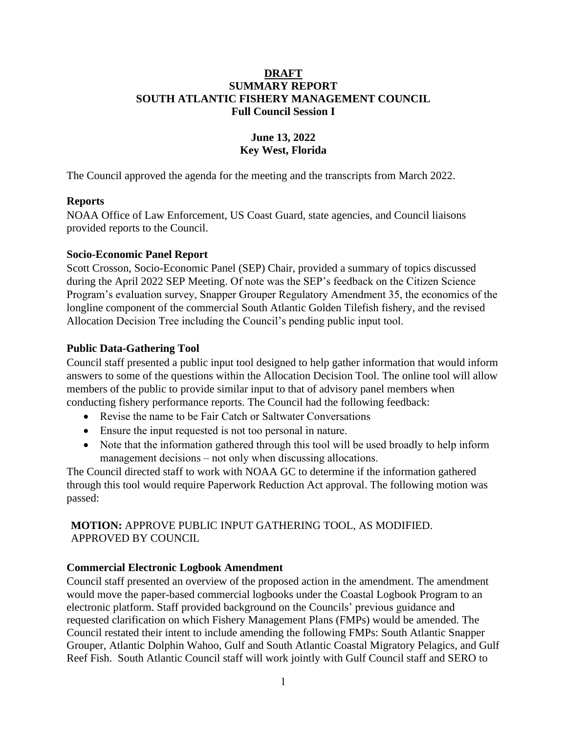**DRAFT**

**SUMMARY REPORT**

**SOUTH ATLANTIC FISHERY MANAGEMENT COUNCIL**

**Full Council Session I**

**June 13, 2022**

**Key West, Florida**

The Council approved the agenda for the meeting and the transcripts from March 2022.

**Reports**

NOAA Office of Law Enforcement, US Coast Guard, state agencies, and Council liaisons provided reports to the Council.

**Socio-Economic Panel Report**

Scott Crosson, Socio-Economic Panel (SEP) Chair, provided a summary of topics discussed during the April 2022 SEP Meeting. Of note was the SEP's feedback on the Citizen Science Program's evaluation survey, Snapper Grouper Regulatory Amendment 35, the economics of the longline component of the commercial South Atlantic Golden Tilefish fishery, and the revised Allocation Decision Tree including the Council's pending public input tool.

**Public Data-Gathering Tool**

Council staff presented a public input tool designed to help gather information that would inform answers to some of the questions within the Allocation Decision Tool. The online tool will allow members of the public to provide similar input to that of advisory panel members when conducting fishery performance reports. The Council had the following feedback:

- Revise the name to be Fair Catch or Saltwater Conversations
- Ensure the input requested is not too personal in nature.
- Note that the information gathered through this tool will be used broadly to help inform management decisions – not only when discussing allocations.

The Council directed staff to work with NOAA GC to determine if the information gathered through this tool would require Paperwork Reduction Act approval. The following motion was passed:

**MOTION:** APPROVE PUBLIC INPUT GATHERING TOOL, AS MODIFIED.
APPROVED BY COUNCIL

**Commercial Electronic Logbook Amendment**

Council staff presented an overview of the proposed action in the amendment. The amendment would move the paper-based commercial logbooks under the Coastal Logbook Program to an electronic platform. Staff provided background on the Councils' previous guidance and requested clarification on which Fishery Management Plans (FMPs) would be amended. The Council restated their intent to include amending the following FMPs: South Atlantic Snapper Grouper, Atlantic Dolphin Wahoo, Gulf and South Atlantic Coastal Migratory Pelagics, and Gulf Reef Fish. South Atlantic Council staff will work jointly with Gulf Council staff and SERO to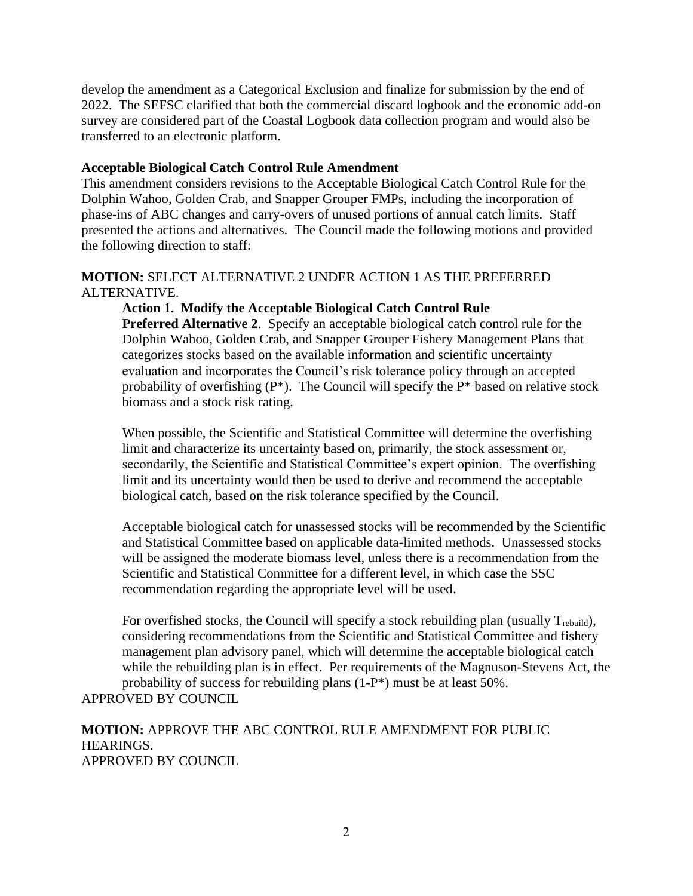develop the amendment as a Categorical Exclusion and finalize for submission by the end of 2022. The SEFSC clarified that both the commercial discard logbook and the economic add-on survey are considered part of the Coastal Logbook data collection program and would also be transferred to an electronic platform.

**Acceptable Biological Catch Control Rule Amendment**

This amendment considers revisions to the Acceptable Biological Catch Control Rule for the Dolphin Wahoo, Golden Crab, and Snapper Grouper FMPs, including the incorporation of phase-ins of ABC changes and carry-overs of unused portions of annual catch limits. Staff presented the actions and alternatives. The Council made the following motions and provided the following direction to staff:

**MOTION:** SELECT ALTERNATIVE 2 UNDER ACTION 1 AS THE PREFERRED ALTERNATIVE.

> **Action 1. Modify the Acceptable Biological Catch Control Rule**
>
> **Preferred Alternative 2**. Specify an acceptable biological catch control rule for the Dolphin Wahoo, Golden Crab, and Snapper Grouper Fishery Management Plans that categorizes stocks based on the available information and scientific uncertainty evaluation and incorporates the Council's risk tolerance policy through an accepted probability of overfishing (P*). The Council will specify the P* based on relative stock biomass and a stock risk rating.
>
> When possible, the Scientific and Statistical Committee will determine the overfishing limit and characterize its uncertainty based on, primarily, the stock assessment or, secondarily, the Scientific and Statistical Committee's expert opinion. The overfishing limit and its uncertainty would then be used to derive and recommend the acceptable biological catch, based on the risk tolerance specified by the Council.
>
> Acceptable biological catch for unassessed stocks will be recommended by the Scientific and Statistical Committee based on applicable data-limited methods. Unassessed stocks will be assigned the moderate biomass level, unless there is a recommendation from the Scientific and Statistical Committee for a different level, in which case the SSC recommendation regarding the appropriate level will be used.
>
> For overfished stocks, the Council will specify a stock rebuilding plan (usually $T_{rebuild}$), considering recommendations from the Scientific and Statistical Committee and fishery management plan advisory panel, which will determine the acceptable biological catch while the rebuilding plan is in effect. Per requirements of the Magnuson-Stevens Act, the probability of success for rebuilding plans (1-P*) must be at least 50%.

APPROVED BY COUNCIL

**MOTION:** APPROVE THE ABC CONTROL RULE AMENDMENT FOR PUBLIC HEARINGS.

APPROVED BY COUNCIL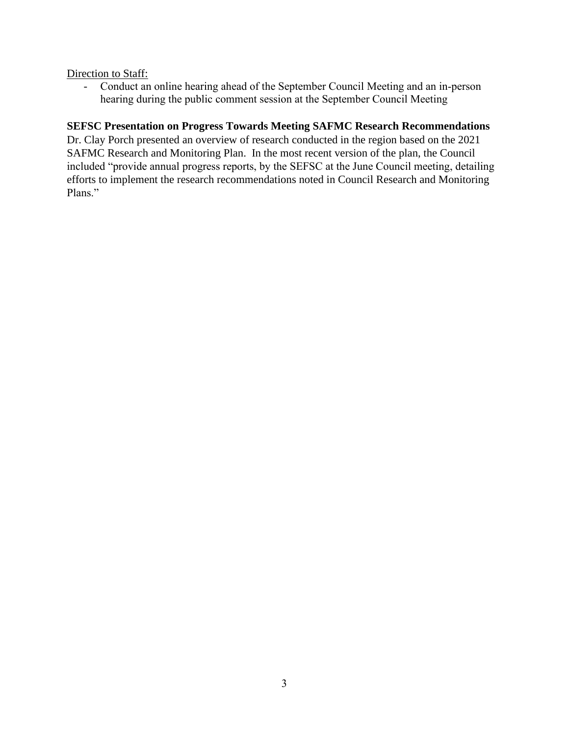Direction to Staff:

- Conduct an online hearing ahead of the September Council Meeting and an in-person hearing during the public comment session at the September Council Meeting

**SEFSC Presentation on Progress Towards Meeting SAFMC Research Recommendations**

Dr. Clay Porch presented an overview of research conducted in the region based on the 2021 SAFMC Research and Monitoring Plan. In the most recent version of the plan, the Council included "provide annual progress reports, by the SEFSC at the June Council meeting, detailing efforts to implement the research recommendations noted in Council Research and Monitoring Plans."